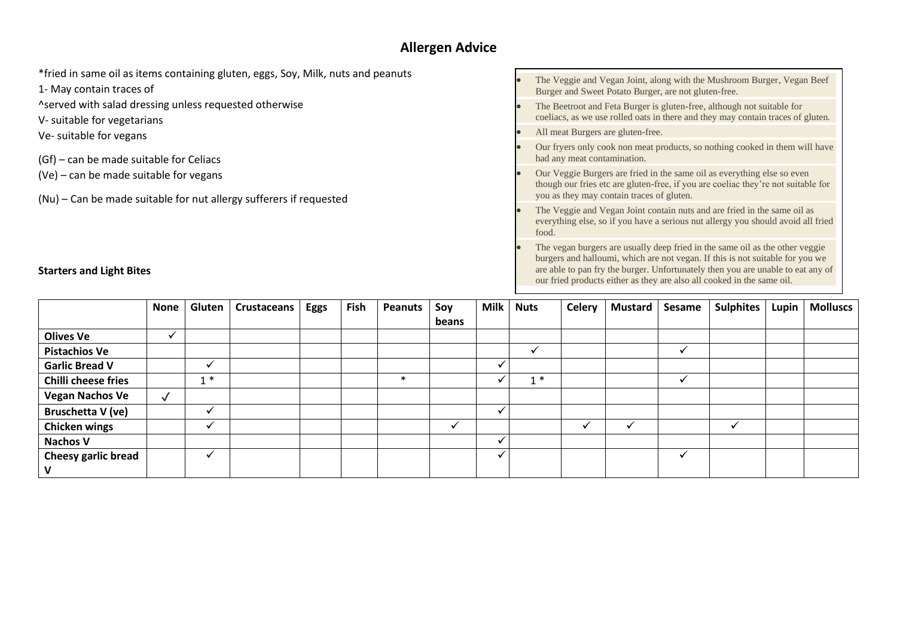# Allergen Advice

*fried in same oil as items containing gluten, eggs, Soy, Milk, nuts and peanuts

1- May contain traces of

^served with salad dressing unless requested otherwise

V- suitable for vegetarians

Ve- suitable for vegans

(Gf) – can be made suitable for Celiacs

(Ve) – can be made suitable for vegans

(Nu) – Can be made suitable for nut allergy sufferers if requested

- The Veggie and Vegan Joint, along with the Mushroom Burger, Vegan Beef Burger and Sweet Potato Burger, are not gluten-free.
- The Beetroot and Feta Burger is gluten-free, although not suitable for coeliacs, as we use rolled oats in there and they may contain traces of gluten.
- All meat Burgers are gluten-free.
- Our fryers only cook non meat products, so nothing cooked in them will have had any meat contamination.
- Our Veggie Burgers are fried in the same oil as everything else so even though our fries etc are gluten-free, if you are coeliac they're not suitable for you as they may contain traces of gluten.
- The Veggie and Vegan Joint contain nuts and are fried in the same oil as everything else, so if you have a serious nut allergy you should avoid all fried food.
- The vegan burgers are usually deep fried in the same oil as the other veggie burgers and halloumi, which are not vegan. If this is not suitable for you we are able to pan fry the burger. Unfortunately then you are unable to eat any of our fried products either as they are also all cooked in the same oil.

**Starters and Light Bites**

| | None | Gluten | Crustaceans | Eggs | Fish | Peanuts | Soy beans | Milk | Nuts | Celery | Mustard | Sesame | Sulphites | Lupin | Molluscs |
|---|---|---|---|---|---|---|---|---|---|---|---|---|---|---|---|
| **Olives Ve** | ✓ | | | | | | | | | | | | | | |
| **Pistachios Ve** | | | | | | | | | ✓ | | | ✓ | | | |
| **Garlic Bread V** | | ✓ | | | | | | ✓ | | | | | | | |
| **Chilli cheese fries** | | 1 * | | | | * | | ✓ | 1 * | | | ✓ | | | |
| **Vegan Nachos Ve** | ✓ | | | | | | | | | | | | | | |
| **Bruschetta V (ve)** | | ✓ | | | | | | ✓ | | | | | | | |
| **Chicken wings** | | ✓ | | | | | ✓ | | | ✓ | ✓ | | ✓ | | |
| **Nachos V** | | | | | | | | ✓ | | | | | | | |
| **Cheesy garlic bread V** | | ✓ | | | | | | ✓ | | | | ✓ | | | |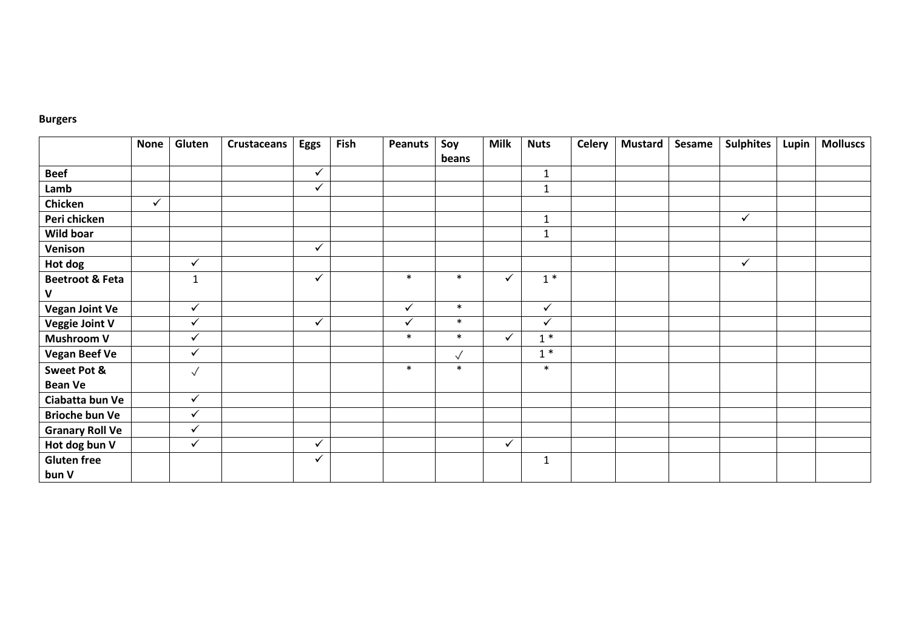**Burgers**

| | None | Gluten | Crustaceans | Eggs | Fish | Peanuts | Soy beans | Milk | Nuts | Celery | Mustard | Sesame | Sulphites | Lupin | Molluscs |
|---|---|---|---|---|---|---|---|---|---|---|---|---|---|---|---|
| **Beef** | | | | ✓ | | | | | 1 | | | | | | |
| **Lamb** | | | | ✓ | | | | | 1 | | | | | | |
| **Chicken** | ✓ | | | | | | | | | | | | | | |
| **Peri chicken** | | | | | | | | | 1 | | | | ✓ | | |
| **Wild boar** | | | | | | | | | 1 | | | | | | |
| **Venison** | | | | ✓ | | | | | | | | | | | |
| **Hot dog** | | ✓ | | | | | | | | | | | ✓ | | |
| **Beetroot & Feta V** | | 1 | | ✓ | | * | * | ✓ | 1 * | | | | | | |
| **Vegan Joint Ve** | | ✓ | | | | ✓ | * | | ✓ | | | | | | |
| **Veggie Joint V** | | ✓ | | ✓ | | ✓ | * | | ✓ | | | | | | |
| **Mushroom V** | | ✓ | | | | * | * | ✓ | 1 * | | | | | | |
| **Vegan Beef Ve** | | ✓ | | | | | ✓ | | 1 * | | | | | | |
| **Sweet Pot & Bean Ve** | | ✓ | | | | * | * | | * | | | | | | |
| **Ciabatta bun Ve** | | ✓ | | | | | | | | | | | | | |
| **Brioche bun Ve** | | ✓ | | | | | | | | | | | | | |
| **Granary Roll Ve** | | ✓ | | | | | | | | | | | | | |
| **Hot dog bun V** | | ✓ | | ✓ | | | | ✓ | | | | | | | |
| **Gluten free bun V** | | | | ✓ | | | | | 1 | | | | | | |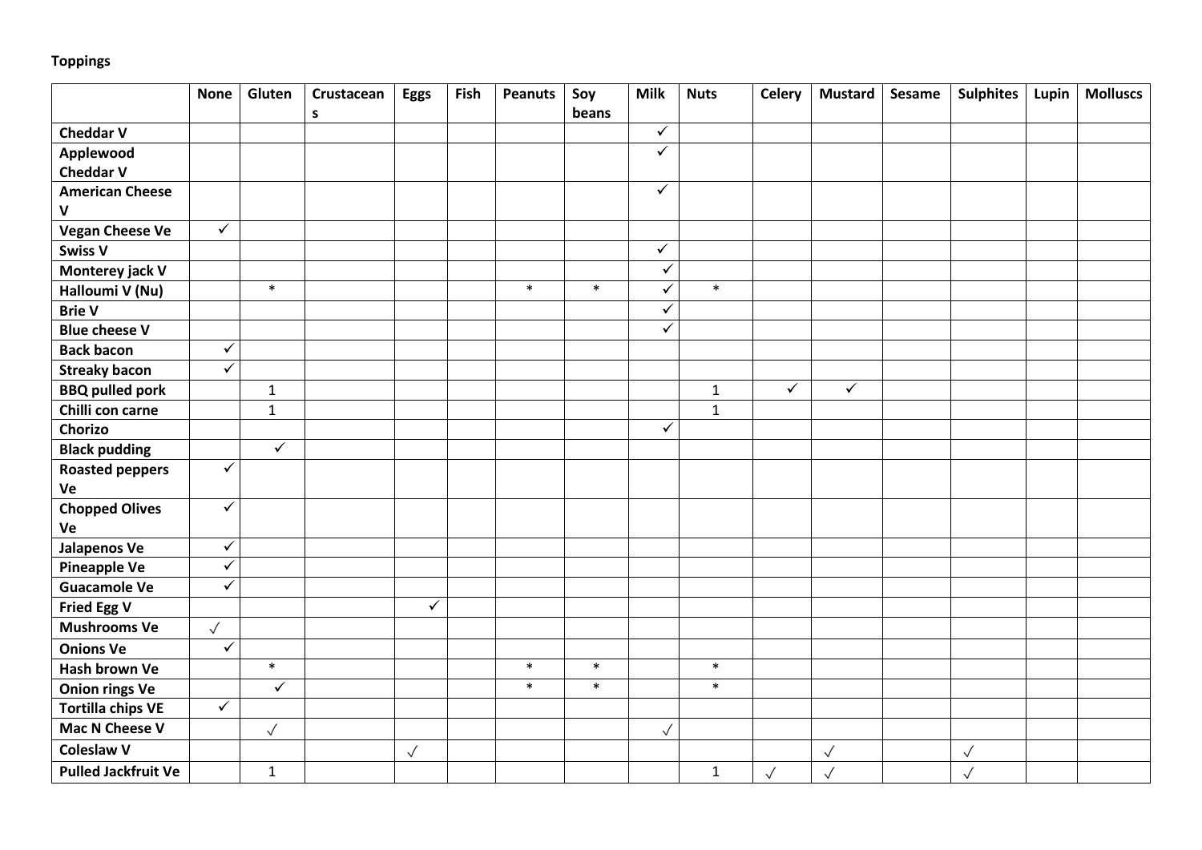**Toppings**

| | None | Gluten | Crustaceans | Eggs | Fish | Peanuts | Soy beans | Milk | Nuts | Celery | Mustard | Sesame | Sulphites | Lupin | Molluscs |
|---|---|---|---|---|---|---|---|---|---|---|---|---|---|---|---|
| **Cheddar V** | | | | | | | | ✓ | | | | | | | |
| **Applewood Cheddar V** | | | | | | | | ✓ | | | | | | | |
| **American Cheese V** | | | | | | | | ✓ | | | | | | | |
| **Vegan Cheese Ve** | ✓ | | | | | | | | | | | | | | |
| **Swiss V** | | | | | | | | ✓ | | | | | | | |
| **Monterey jack V** | | | | | | | | ✓ | | | | | | | |
| **Halloumi V (Nu)** | | * | | | | * | * | ✓ | * | | | | | | |
| **Brie V** | | | | | | | | ✓ | | | | | | | |
| **Blue cheese V** | | | | | | | | ✓ | | | | | | | |
| **Back bacon** | ✓ | | | | | | | | | | | | | | |
| **Streaky bacon** | ✓ | | | | | | | | | | | | | | |
| **BBQ pulled pork** | | 1 | | | | | | | 1 | ✓ | ✓ | | | | |
| **Chilli con carne** | | 1 | | | | | | | 1 | | | | | | |
| **Chorizo** | | | | | | | | ✓ | | | | | | | |
| **Black pudding** | | ✓ | | | | | | | | | | | | | |
| **Roasted peppers Ve** | ✓ | | | | | | | | | | | | | | |
| **Chopped Olives Ve** | ✓ | | | | | | | | | | | | | | |
| **Jalapenos Ve** | ✓ | | | | | | | | | | | | | | |
| **Pineapple Ve** | ✓ | | | | | | | | | | | | | | |
| **Guacamole Ve** | ✓ | | | | | | | | | | | | | | |
| **Fried Egg V** | | | | ✓ | | | | | | | | | | | |
| **Mushrooms Ve** | ✓ | | | | | | | | | | | | | | |
| **Onions Ve** | ✓ | | | | | | | | | | | | | | |
| **Hash brown Ve** | | * | | | | * | * | | * | | | | | | |
| **Onion rings Ve** | | ✓ | | | | * | * | | * | | | | | | |
| **Tortilla chips VE** | ✓ | | | | | | | | | | | | | | |
| **Mac N Cheese V** | | ✓ | | | | | | ✓ | | | | | | | |
| **Coleslaw V** | | | | ✓ | | | | | | | ✓ | | ✓ | | |
| **Pulled Jackfruit Ve** | | 1 | | | | | | | 1 | ✓ | ✓ | | ✓ | | |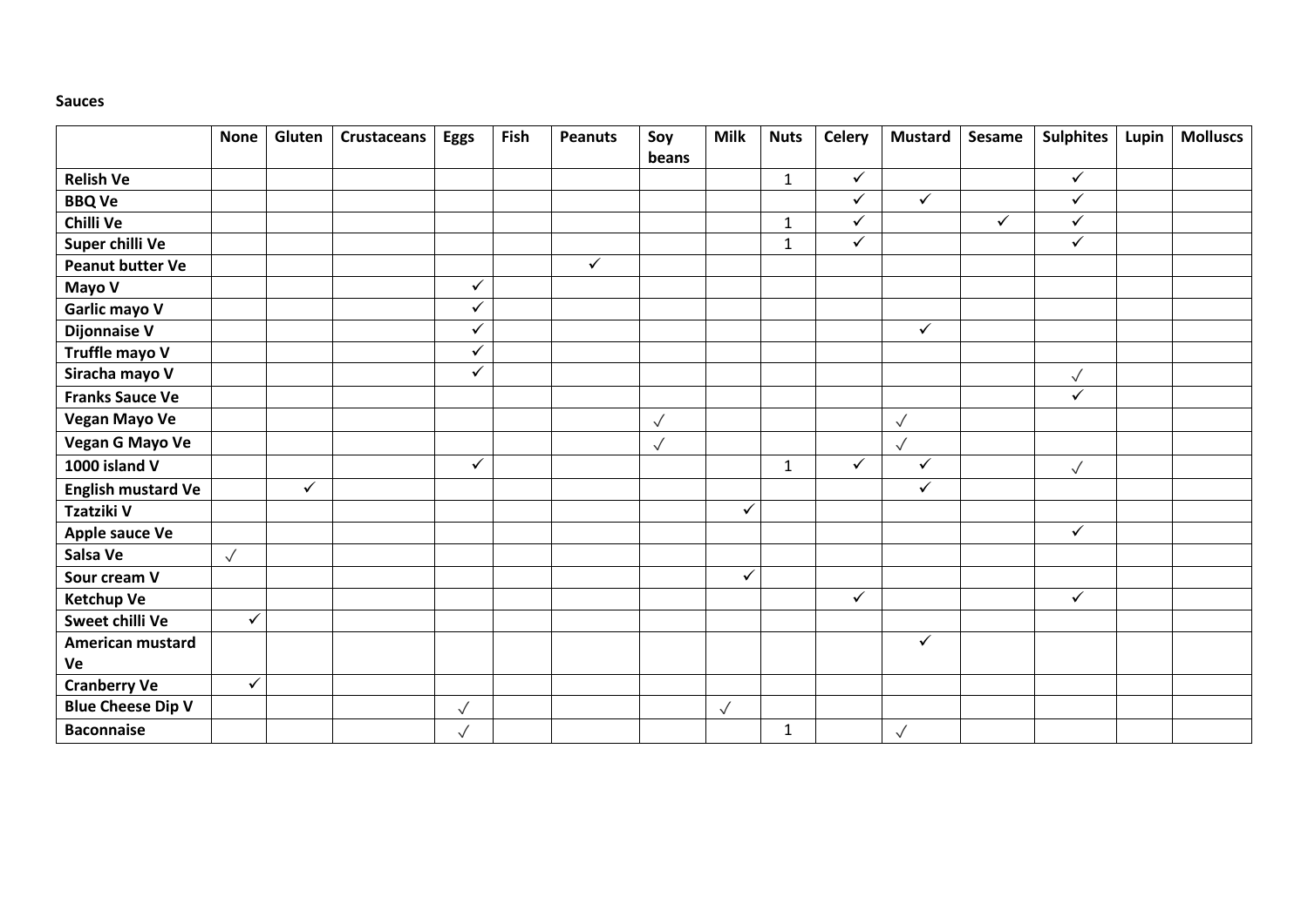**Sauces**

| | None | Gluten | Crustaceans | Eggs | Fish | Peanuts | Soy beans | Milk | Nuts | Celery | Mustard | Sesame | Sulphites | Lupin | Molluscs |
|---|---|---|---|---|---|---|---|---|---|---|---|---|---|---|---|
| **Relish Ve** | | | | | | | | | 1 | ✓ | | | ✓ | | |
| **BBQ Ve** | | | | | | | | | | ✓ | ✓ | | ✓ | | |
| **Chilli Ve** | | | | | | | | | 1 | ✓ | | ✓ | ✓ | | |
| **Super chilli Ve** | | | | | | | | | 1 | ✓ | | | ✓ | | |
| **Peanut butter Ve** | | | | | | ✓ | | | | | | | | | |
| **Mayo V** | | | | ✓ | | | | | | | | | | | |
| **Garlic mayo V** | | | | ✓ | | | | | | | | | | | |
| **Dijonnaise V** | | | | ✓ | | | | | | | ✓ | | | | |
| **Truffle mayo V** | | | | ✓ | | | | | | | | | | | |
| **Siracha mayo V** | | | | ✓ | | | | | | | | | ✓ | | |
| **Franks Sauce Ve** | | | | | | | | | | | | | ✓ | | |
| **Vegan Mayo Ve** | | | | | | | ✓ | | | | ✓ | | | | |
| **Vegan G Mayo Ve** | | | | | | | ✓ | | | | ✓ | | | | |
| **1000 island V** | | | | ✓ | | | | | 1 | ✓ | ✓ | | ✓ | | |
| **English mustard Ve** | | ✓ | | | | | | | | | ✓ | | | | |
| **Tzatziki V** | | | | | | | | ✓ | | | | | | | |
| **Apple sauce Ve** | | | | | | | | | | | | | ✓ | | |
| **Salsa Ve** | ✓ | | | | | | | | | | | | | | |
| **Sour cream V** | | | | | | | | ✓ | | | | | | | |
| **Ketchup Ve** | | | | | | | | | | ✓ | | | ✓ | | |
| **Sweet chilli Ve** | ✓ | | | | | | | | | | | | | | |
| **American mustard Ve** | | | | | | | | | | | ✓ | | | | |
| **Cranberry Ve** | ✓ | | | | | | | | | | | | | | |
| **Blue Cheese Dip V** | | | | ✓ | | | | ✓ | | | | | | | |
| **Baconnaise** | | | | ✓ | | | | | 1 | | ✓ | | | | |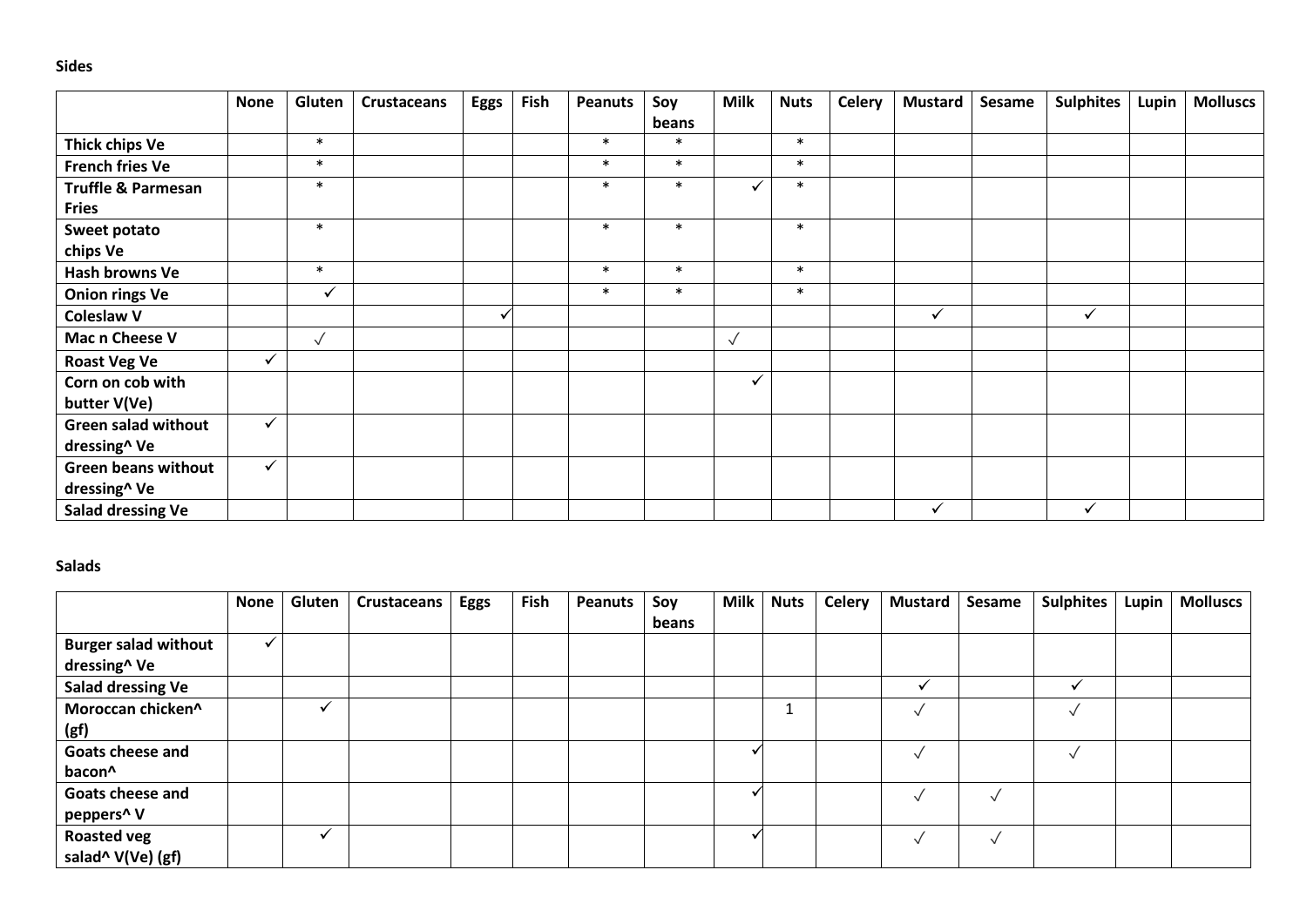**Sides**

| | None | Gluten | Crustaceans | Eggs | Fish | Peanuts | Soy beans | Milk | Nuts | Celery | Mustard | Sesame | Sulphites | Lupin | Molluscs |
|---|---|---|---|---|---|---|---|---|---|---|---|---|---|---|---|
| **Thick chips Ve** | | * | | | | * | * | | * | | | | | | |
| **French fries Ve** | | * | | | | * | * | | * | | | | | | |
| **Truffle & Parmesan Fries** | | * | | | | * | * | ✓ | * | | | | | | |
| **Sweet potato chips Ve** | | * | | | | * | * | | * | | | | | | |
| **Hash browns Ve** | | * | | | | * | * | | * | | | | | | |
| **Onion rings Ve** | | ✓ | | | | * | * | | * | | | | | | |
| **Coleslaw V** | | | | ✓ | | | | | | | ✓ | | ✓ | | |
| **Mac n Cheese V** | | ✓ | | | | | | ✓ | | | | | | | |
| **Roast Veg Ve** | ✓ | | | | | | | | | | | | | | |
| **Corn on cob with butter V(Ve)** | | | | | | | | ✓ | | | | | | | |
| **Green salad without dressing^ Ve** | ✓ | | | | | | | | | | | | | | |
| **Green beans without dressing^ Ve** | ✓ | | | | | | | | | | | | | | |
| **Salad dressing Ve** | | | | | | | | | | | ✓ | | ✓ | | |

**Salads**

| | None | Gluten | Crustaceans | Eggs | Fish | Peanuts | Soy beans | Milk | Nuts | Celery | Mustard | Sesame | Sulphites | Lupin | Molluscs |
|---|---|---|---|---|---|---|---|---|---|---|---|---|---|---|---|
| **Burger salad without dressing^ Ve** | ✓ | | | | | | | | | | | | | | |
| **Salad dressing Ve** | | | | | | | | | | | ✓ | | ✓ | | |
| **Moroccan chicken^ (gf)** | | ✓ | | | | | | | 1 | | ✓ | | ✓ | | |
| **Goats cheese and bacon^** | | | | | | | | ✓ | | | ✓ | | ✓ | | |
| **Goats cheese and peppers^ V** | | | | | | | | ✓ | | | ✓ | ✓ | | | |
| **Roasted veg salad^ V(Ve) (gf)** | | ✓ | | | | | | ✓ | | | ✓ | ✓ | | | |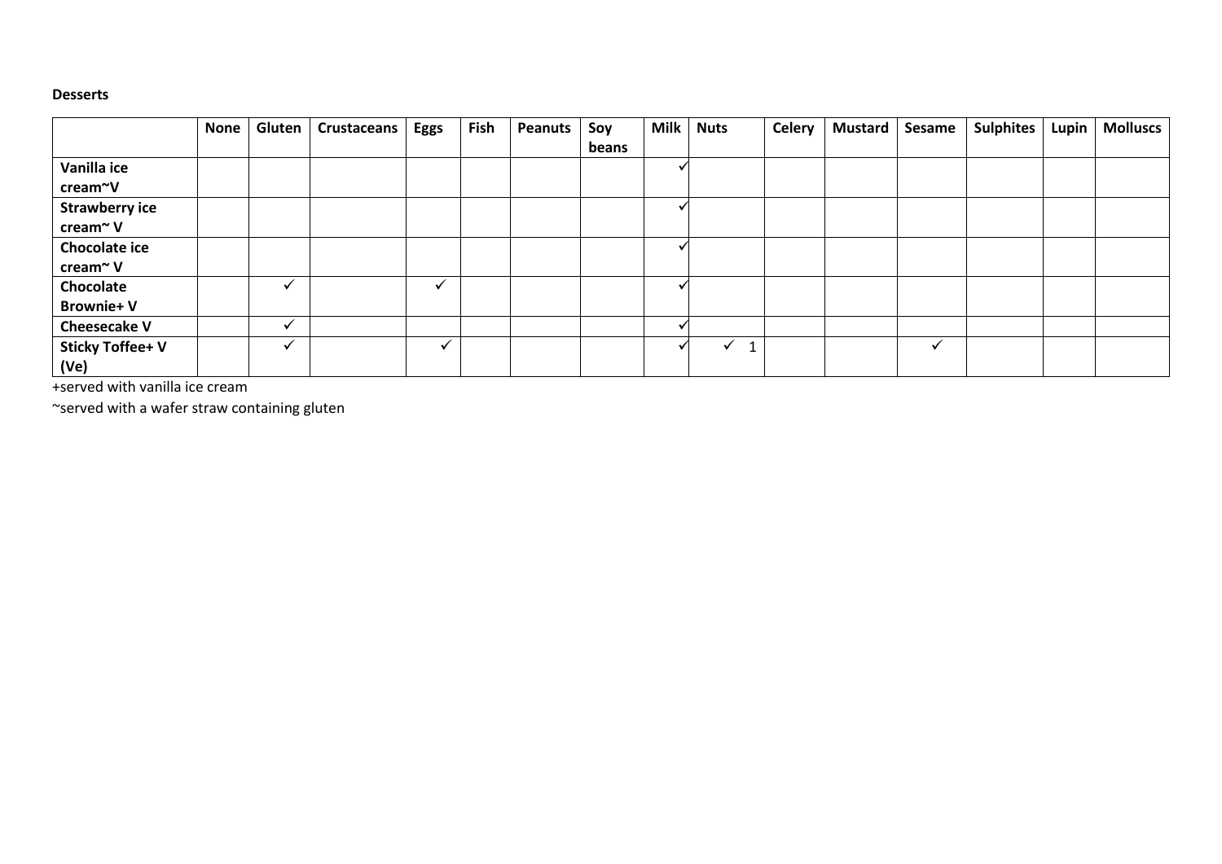**Desserts**

| | None | Gluten | Crustaceans | Eggs | Fish | Peanuts | Soy beans | Milk | Nuts | Celery | Mustard | Sesame | Sulphites | Lupin | Molluscs |
|---|---|---|---|---|---|---|---|---|---|---|---|---|---|---|---|
| **Vanilla ice cream~V** | | | | | | | | ✓ | | | | | | | |
| **Strawberry ice cream~ V** | | | | | | | | ✓ | | | | | | | |
| **Chocolate ice cream~ V** | | | | | | | | ✓ | | | | | | | |
| **Chocolate Brownie+ V** | | ✓ | | ✓ | | | | ✓ | | | | | | | |
| **Cheesecake V** | | ✓ | | | | | | ✓ | | | | | | | |
| **Sticky Toffee+ V (Ve)** | | ✓ | | ✓ | | | | ✓ | ✓ 1 | | | ✓ | | | |

+served with vanilla ice cream

~served with a wafer straw containing gluten